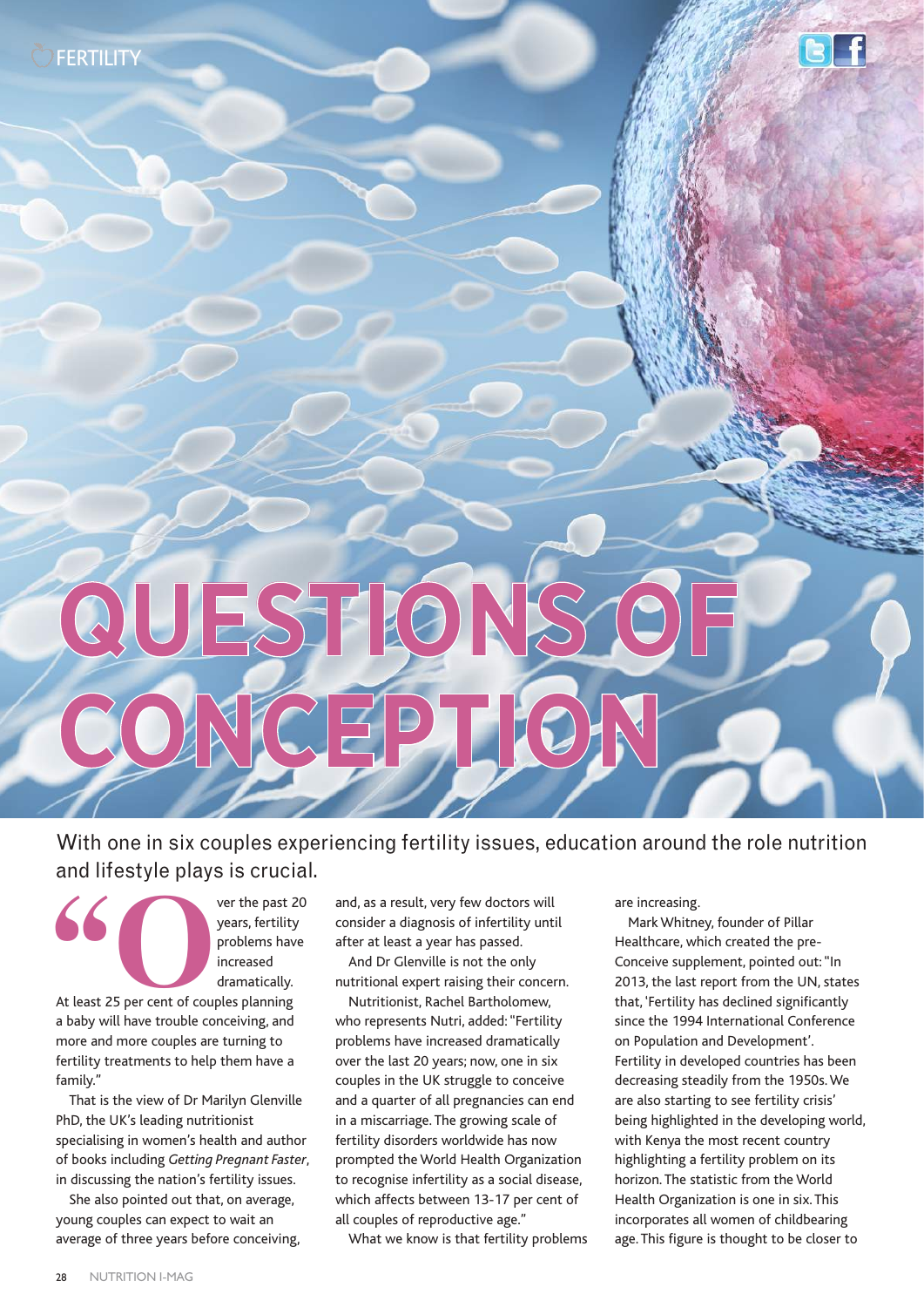# QUESTIONS OF CONCEPTION

With one in six couples experiencing fertility issues, education around the role nutrition and lifestyle plays is crucial.

"Over the past 20 years, fertility problems have increased dramatically. At least 25 per cent of couples planning a baby will have trouble conceiving, and more and more couples are turning to fertility treatments to help them have a family."

That is the view of Dr Marilyn Glenville PhD, the UK's leading nutritionist specialising in women's health and author of books including *Getting Pregnant Faster*, in discussing the nation's fertility issues.

She also pointed out that, on average, young couples can expect to wait an average of three years before conceiving, and, as a result, very few doctors will consider a diagnosis of infertility until after at least a year has passed.

And Dr Glenville is not the only nutritional expert raising their concern.

Nutritionist, Rachel Bartholomew, who represents Nutri, added: "Fertility problems have increased dramatically over the last 20 years; now, one in six couples in the UK struggle to conceive and a quarter of all pregnancies can end in a miscarriage. The growing scale of fertility disorders worldwide has now prompted the World Health Organization to recognise infertility as a social disease, which affects between 13-17 per cent of all couples of reproductive age."

What we know is that fertility problems are increasing.

Mark Whitney, founder of Pillar Healthcare, which created the pre-Conceive supplement, pointed out: "In 2013, the last report from the UN, states that, 'Fertility has declined significantly since the 1994 International Conference on Population and Development'. Fertility in developed countries has been decreasing steadily from the 1950s. We are also starting to see fertility crisis' being highlighted in the developing world, with Kenya the most recent country highlighting a fertility problem on its horizon. The statistic from the World Health Organization is one in six. This incorporates all women of childbearing age. This figure is thought to be closer to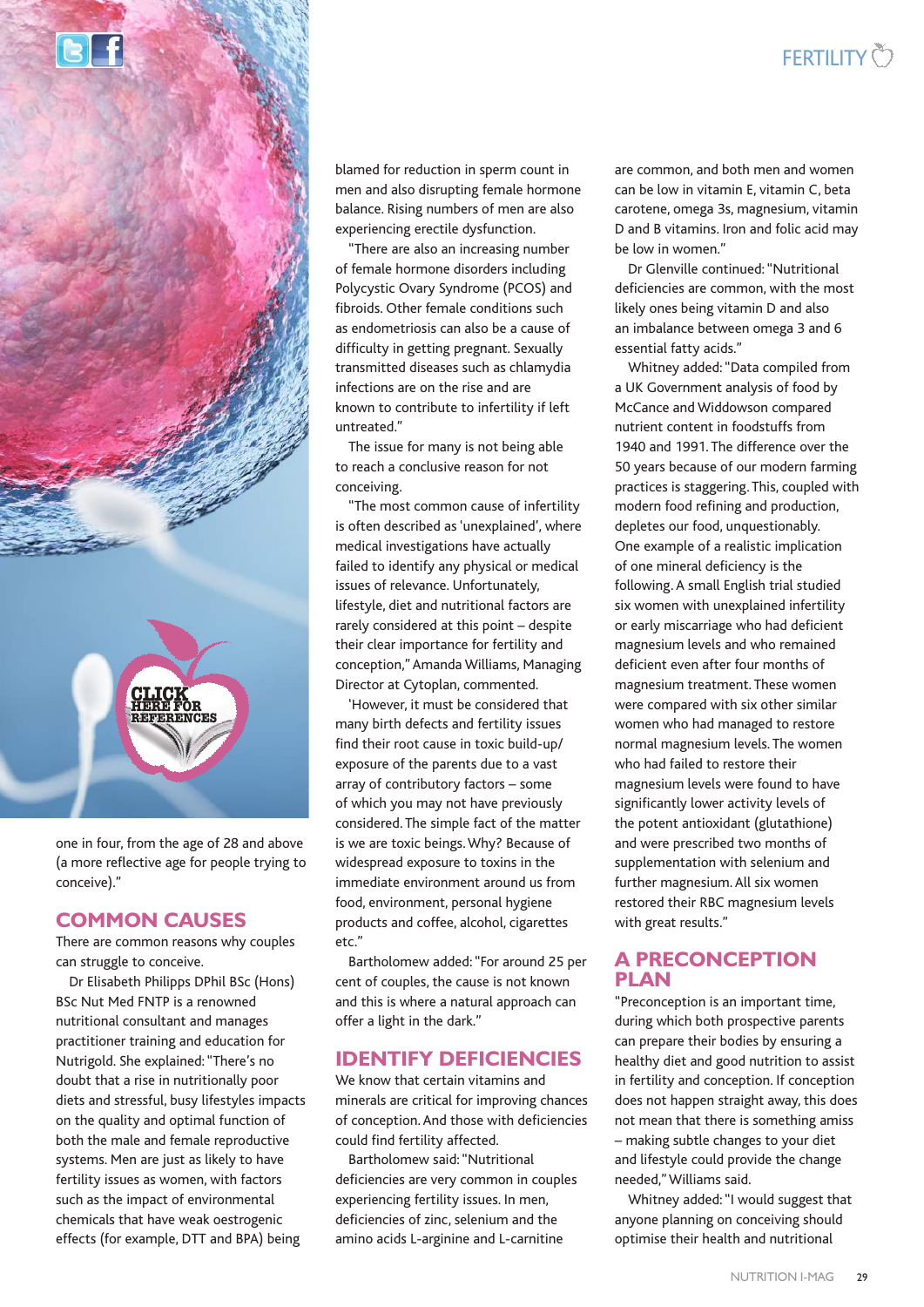one in four, from the age of 28 and above (a more reflective age for people trying to conceive)."

## COMMON CAUSES

There are common reasons why couples can struggle to conceive.

Dr Elisabeth Philipps DPhil BSc (Hons) BSc Nut Med FNTP is a renowned nutritional consultant and manages practitioner training and education for Nutrigold. She explained: "There's no doubt that a rise in nutritionally poor diets and stressful, busy lifestyles impacts on the quality and optimal function of both the male and female reproductive systems. Men are just as likely to have fertility issues as women, with factors such as the impact of environmental chemicals that have weak oestrogenic effects (for example, DTT and BPA) being blamed for reduction in sperm count in men and also disrupting female hormone balance. Rising numbers of men are also experiencing erectile dysfunction.

"There are also an increasing number of female hormone disorders including Polycystic Ovary Syndrome (PCOS) and fibroids. Other female conditions such as endometriosis can also be a cause of difficulty in getting pregnant. Sexually transmitted diseases such as chlamydia infections are on the rise and are known to contribute to infertility if left untreated."

The issue for many is not being able to reach a conclusive reason for not conceiving.

"The most common cause of infertility is often described as 'unexplained', where medical investigations have actually failed to identify any physical or medical issues of relevance. Unfortunately, lifestyle, diet and nutritional factors are rarely considered at this point – despite their clear importance for fertility and conception," Amanda Williams, Managing Director at Cytoplan, commented.

'However, it must be considered that many birth defects and fertility issues find their root cause in toxic build-up/ exposure of the parents due to a vast array of contributory factors – some of which you may not have previously considered. The simple fact of the matter is we are toxic beings. Why? Because of widespread exposure to toxins in the immediate environment around us from food, environment, personal hygiene products and coffee, alcohol, cigarettes etc."

Bartholomew added: "For around 25 per cent of couples, the cause is not known and this is where a natural approach can offer a light in the dark."

## IDENTIFY DEFICIENCIES

We know that certain vitamins and minerals are critical for improving chances of conception. And those with deficiencies could find fertility affected.

Bartholomew said: "Nutritional deficiencies are very common in couples experiencing fertility issues. In men, deficiencies of zinc, selenium and the amino acids L-arginine and L-carnitine are common, and both men and women can be low in vitamin E, vitamin C, beta carotene, omega 3s, magnesium, vitamin D and B vitamins. Iron and folic acid may be low in women."

Dr Glenville continued: "Nutritional deficiencies are common, with the most likely ones being vitamin D and also an imbalance between omega 3 and 6 essential fatty acids."

Whitney added: "Data compiled from a UK Government analysis of food by McCance and Widdowson compared nutrient content in foodstuffs from 1940 and 1991. The difference over the 50 years because of our modern farming practices is staggering. This, coupled with modern food refining and production, depletes our food, unquestionably. One example of a realistic implication of one mineral deficiency is the following. A small English trial studied six women with unexplained infertility or early miscarriage who had deficient magnesium levels and who remained deficient even after four months of magnesium treatment. These women were compared with six other similar women who had managed to restore normal magnesium levels. The women who had failed to restore their magnesium levels were found to have significantly lower activity levels of the potent antioxidant (glutathione) and were prescribed two months of supplementation with selenium and further magnesium. All six women restored their RBC magnesium levels with great results."

## A PRECONCEPTION PLAN

"Preconception is an important time, during which both prospective parents can prepare their bodies by ensuring a healthy diet and good nutrition to assist in fertility and conception. If conception does not happen straight away, this does not mean that there is something amiss – making subtle changes to your diet and lifestyle could provide the change needed," Williams said.

Whitney added: "I would suggest that anyone planning on conceiving should optimise their health and nutritional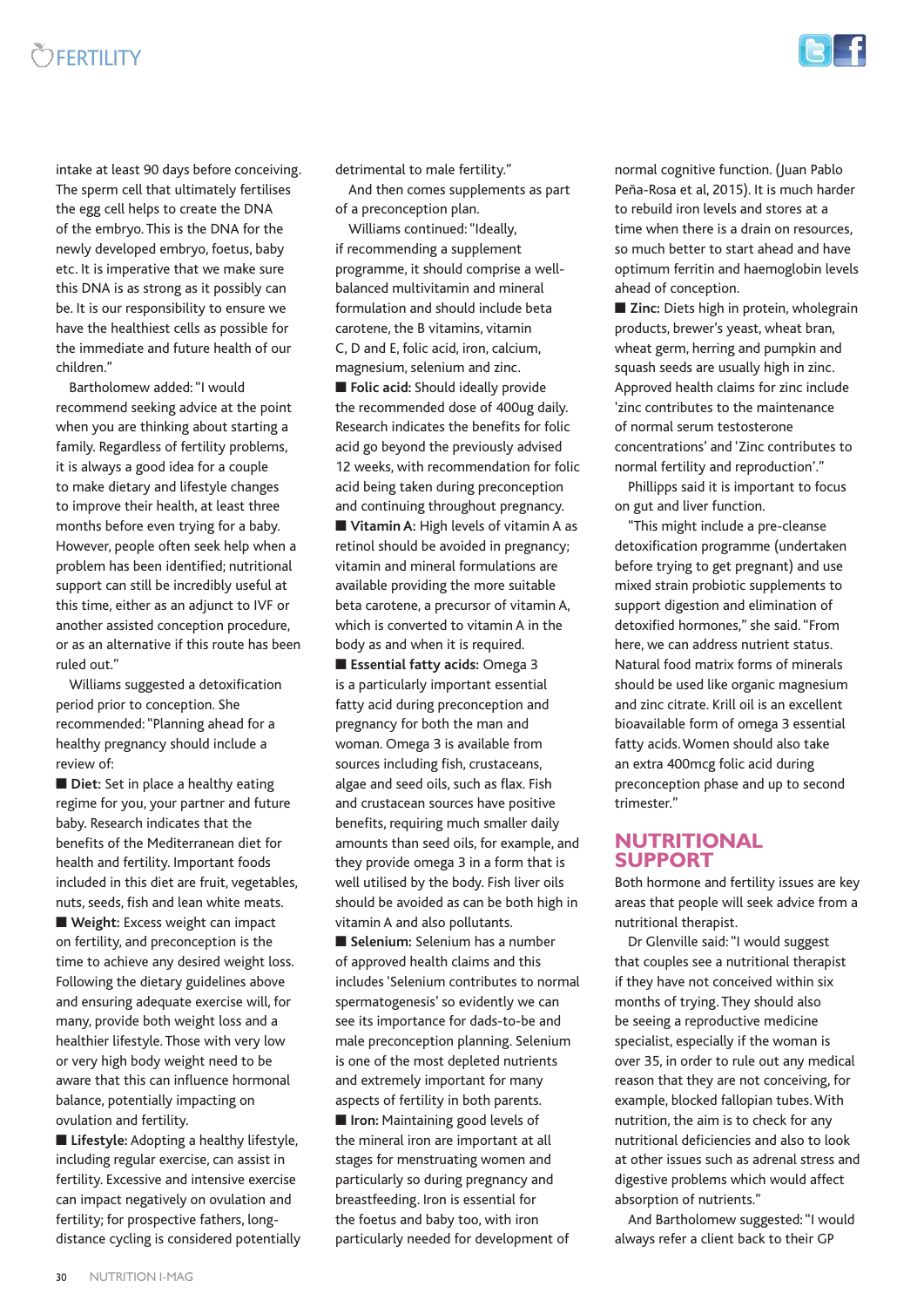intake at least 90 days before conceiving. The sperm cell that ultimately fertilises the egg cell helps to create the DNA of the embryo. This is the DNA for the newly developed embryo, foetus, baby etc. It is imperative that we make sure this DNA is as strong as it possibly can be. It is our responsibility to ensure we have the healthiest cells as possible for the immediate and future health of our children."

Bartholomew added: "I would recommend seeking advice at the point when you are thinking about starting a family. Regardless of fertility problems, it is always a good idea for a couple to make dietary and lifestyle changes to improve their health, at least three months before even trying for a baby. However, people often seek help when a problem has been identified; nutritional support can still be incredibly useful at this time, either as an adjunct to IVF or another assisted conception procedure, or as an alternative if this route has been ruled out."

Williams suggested a detoxification period prior to conception. She recommended: "Planning ahead for a healthy pregnancy should include a review of:

- **Diet:** Set in place a healthy eating regime for you, your partner and future baby. Research indicates that the benefits of the Mediterranean diet for health and fertility. Important foods included in this diet are fruit, vegetables, nuts, seeds, fish and lean white meats.
- **Weight:** Excess weight can impact on fertility, and preconception is the time to achieve any desired weight loss. Following the dietary guidelines above and ensuring adequate exercise will, for many, provide both weight loss and a healthier lifestyle. Those with very low or very high body weight need to be aware that this can influence hormonal balance, potentially impacting on ovulation and fertility.
- **Lifestyle:** Adopting a healthy lifestyle, including regular exercise, can assist in fertility. Excessive and intensive exercise can impact negatively on ovulation and fertility; for prospective fathers, long-distance cycling is considered potentially detrimental to male fertility."

And then comes supplements as part of a preconception plan.

Williams continued: "Ideally, if recommending a supplement programme, it should comprise a well-balanced multivitamin and mineral formulation and should include beta carotene, the B vitamins, vitamin C, D and E, folic acid, iron, calcium, magnesium, selenium and zinc.

- **Folic acid:** Should ideally provide the recommended dose of 400ug daily. Research indicates the benefits for folic acid go beyond the previously advised 12 weeks, with recommendation for folic acid being taken during preconception and continuing throughout pregnancy.
- **Vitamin A:** High levels of vitamin A as retinol should be avoided in pregnancy; vitamin and mineral formulations are available providing the more suitable beta carotene, a precursor of vitamin A, which is converted to vitamin A in the body as and when it is required.
- **Essential fatty acids:** Omega 3 is a particularly important essential fatty acid during preconception and pregnancy for both the man and woman. Omega 3 is available from sources including fish, crustaceans, algae and seed oils, such as flax. Fish and crustacean sources have positive benefits, requiring much smaller daily amounts than seed oils, for example, and they provide omega 3 in a form that is well utilised by the body. Fish liver oils should be avoided as can be both high in vitamin A and also pollutants.
- **Selenium:** Selenium has a number of approved health claims and this includes 'Selenium contributes to normal spermatogenesis' so evidently we can see its importance for dads-to-be and male preconception planning. Selenium is one of the most depleted nutrients and extremely important for many aspects of fertility in both parents.
- **Iron:** Maintaining good levels of the mineral iron are important at all stages for menstruating women and particularly so during pregnancy and breastfeeding. Iron is essential for the foetus and baby too, with iron particularly needed for development of normal cognitive function. (Juan Pablo Peña-Rosa et al, 2015). It is much harder to rebuild iron levels and stores at a time when there is a drain on resources, so much better to start ahead and have optimum ferritin and haemoglobin levels ahead of conception.
- **Zinc:** Diets high in protein, wholegrain products, brewer's yeast, wheat bran, wheat germ, herring and pumpkin and squash seeds are usually high in zinc. Approved health claims for zinc include 'zinc contributes to the maintenance of normal serum testosterone concentrations' and 'Zinc contributes to normal fertility and reproduction'."

Phillipps said it is important to focus on gut and liver function.

"This might include a pre-cleanse detoxification programme (undertaken before trying to get pregnant) and use mixed strain probiotic supplements to support digestion and elimination of detoxified hormones," she said. "From here, we can address nutrient status. Natural food matrix forms of minerals should be used like organic magnesium and zinc citrate. Krill oil is an excellent bioavailable form of omega 3 essential fatty acids. Women should also take an extra 400mcg folic acid during preconception phase and up to second trimester."

## NUTRITIONAL SUPPORT

Both hormone and fertility issues are key areas that people will seek advice from a nutritional therapist.

Dr Glenville said: "I would suggest that couples see a nutritional therapist if they have not conceived within six months of trying. They should also be seeing a reproductive medicine specialist, especially if the woman is over 35, in order to rule out any medical reason that they are not conceiving, for example, blocked fallopian tubes. With nutrition, the aim is to check for any nutritional deficiencies and also to look at other issues such as adrenal stress and digestive problems which would affect absorption of nutrients."

And Bartholomew suggested: "I would always refer a client back to their GP